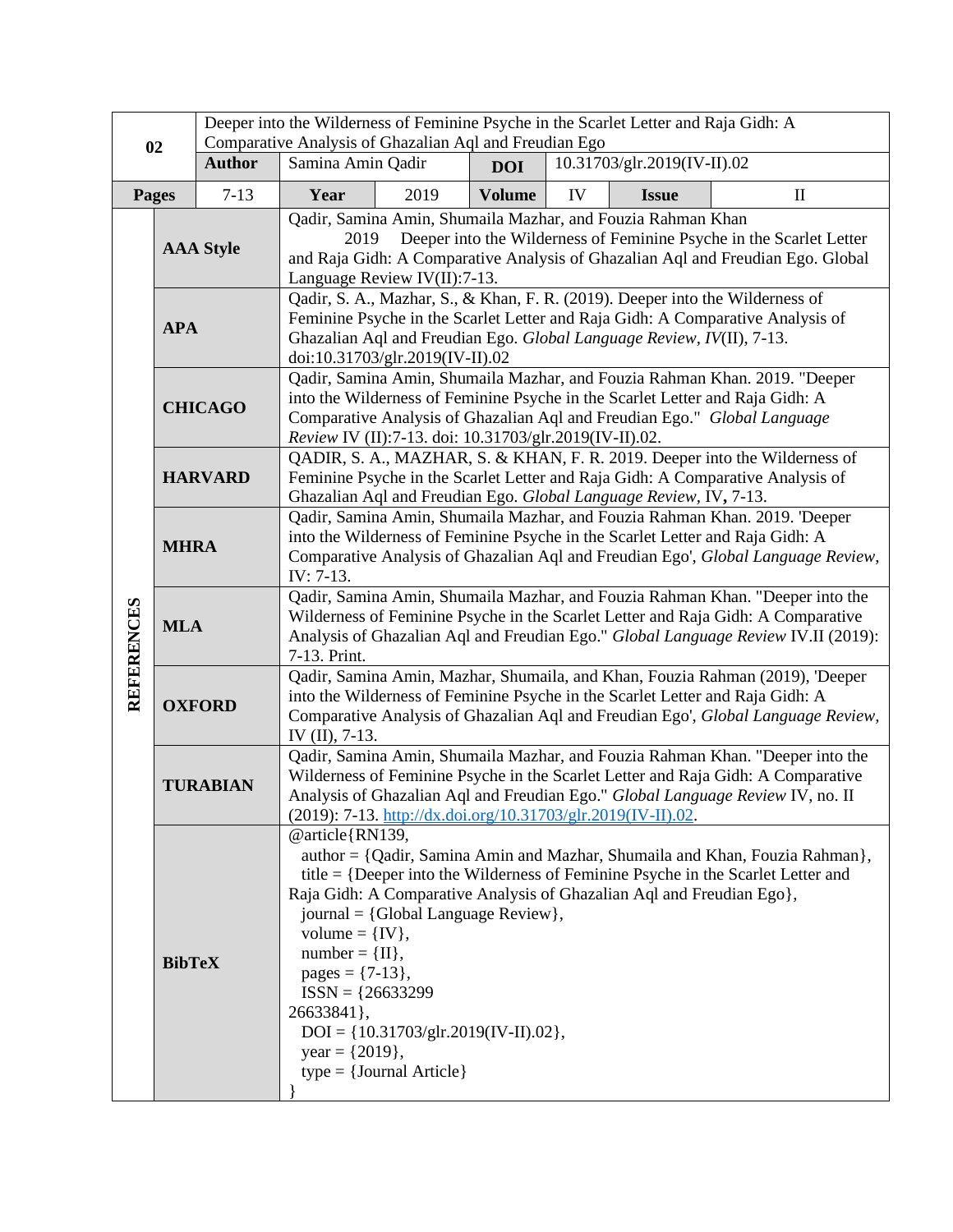| 02 | Deeper into the Wilderness of Feminine Psyche in the Scarlet Letter and Raja Gidh: A Comparative Analysis of Ghazalian Aql and Freudian Ego | | | | | | |
|---|---|---|---|---|---|---|---|
| | **Author** | Samina Amin Qadir | | **DOI** | 10.31703/glr.2019(IV-II).02 | | |
| **Pages** | 7-13 | **Year** | 2019 | **Volume** | IV | **Issue** | II |

| **REFERENCES** | | |
|---|---|---|
| | **AAA Style** | Qadir, Samina Amin, Shumaila Mazhar, and Fouzia Rahman Khan 2019 Deeper into the Wilderness of Feminine Psyche in the Scarlet Letter and Raja Gidh: A Comparative Analysis of Ghazalian Aql and Freudian Ego. Global Language Review IV(II):7-13. |
| | **APA** | Qadir, S. A., Mazhar, S., & Khan, F. R. (2019). Deeper into the Wilderness of Feminine Psyche in the Scarlet Letter and Raja Gidh: A Comparative Analysis of Ghazalian Aql and Freudian Ego. *Global Language Review, IV*(II), 7-13. doi:10.31703/glr.2019(IV-II).02 |
| | **CHICAGO** | Qadir, Samina Amin, Shumaila Mazhar, and Fouzia Rahman Khan. 2019. "Deeper into the Wilderness of Feminine Psyche in the Scarlet Letter and Raja Gidh: A Comparative Analysis of Ghazalian Aql and Freudian Ego." *Global Language Review* IV (II):7-13. doi: 10.31703/glr.2019(IV-II).02. |
| | **HARVARD** | QADIR, S. A., MAZHAR, S. & KHAN, F. R. 2019. Deeper into the Wilderness of Feminine Psyche in the Scarlet Letter and Raja Gidh: A Comparative Analysis of Ghazalian Aql and Freudian Ego. *Global Language Review,* IV**,** 7-13. |
| | **MHRA** | Qadir, Samina Amin, Shumaila Mazhar, and Fouzia Rahman Khan. 2019. 'Deeper into the Wilderness of Feminine Psyche in the Scarlet Letter and Raja Gidh: A Comparative Analysis of Ghazalian Aql and Freudian Ego', *Global Language Review*, IV: 7-13. |
| | **MLA** | Qadir, Samina Amin, Shumaila Mazhar, and Fouzia Rahman Khan. "Deeper into the Wilderness of Feminine Psyche in the Scarlet Letter and Raja Gidh: A Comparative Analysis of Ghazalian Aql and Freudian Ego." *Global Language Review* IV.II (2019): 7-13. Print. |
| | **OXFORD** | Qadir, Samina Amin, Mazhar, Shumaila, and Khan, Fouzia Rahman (2019), 'Deeper into the Wilderness of Feminine Psyche in the Scarlet Letter and Raja Gidh: A Comparative Analysis of Ghazalian Aql and Freudian Ego', *Global Language Review,* IV (II), 7-13. |
| | **TURABIAN** | Qadir, Samina Amin, Shumaila Mazhar, and Fouzia Rahman Khan. "Deeper into the Wilderness of Feminine Psyche in the Scarlet Letter and Raja Gidh: A Comparative Analysis of Ghazalian Aql and Freudian Ego." *Global Language Review* IV, no. II (2019): 7-13. http://dx.doi.org/10.31703/glr.2019(IV-II).02. |
| | **BibTeX** | @article{RN139, author = {Qadir, Samina Amin and Mazhar, Shumaila and Khan, Fouzia Rahman}, title = {Deeper into the Wilderness of Feminine Psyche in the Scarlet Letter and Raja Gidh: A Comparative Analysis of Ghazalian Aql and Freudian Ego}, journal = {Global Language Review}, volume = {IV}, number = {II}, pages = {7-13}, ISSN = {26633299 26633841}, DOI = {10.31703/glr.2019(IV-II).02}, year = {2019}, type = {Journal Article} } |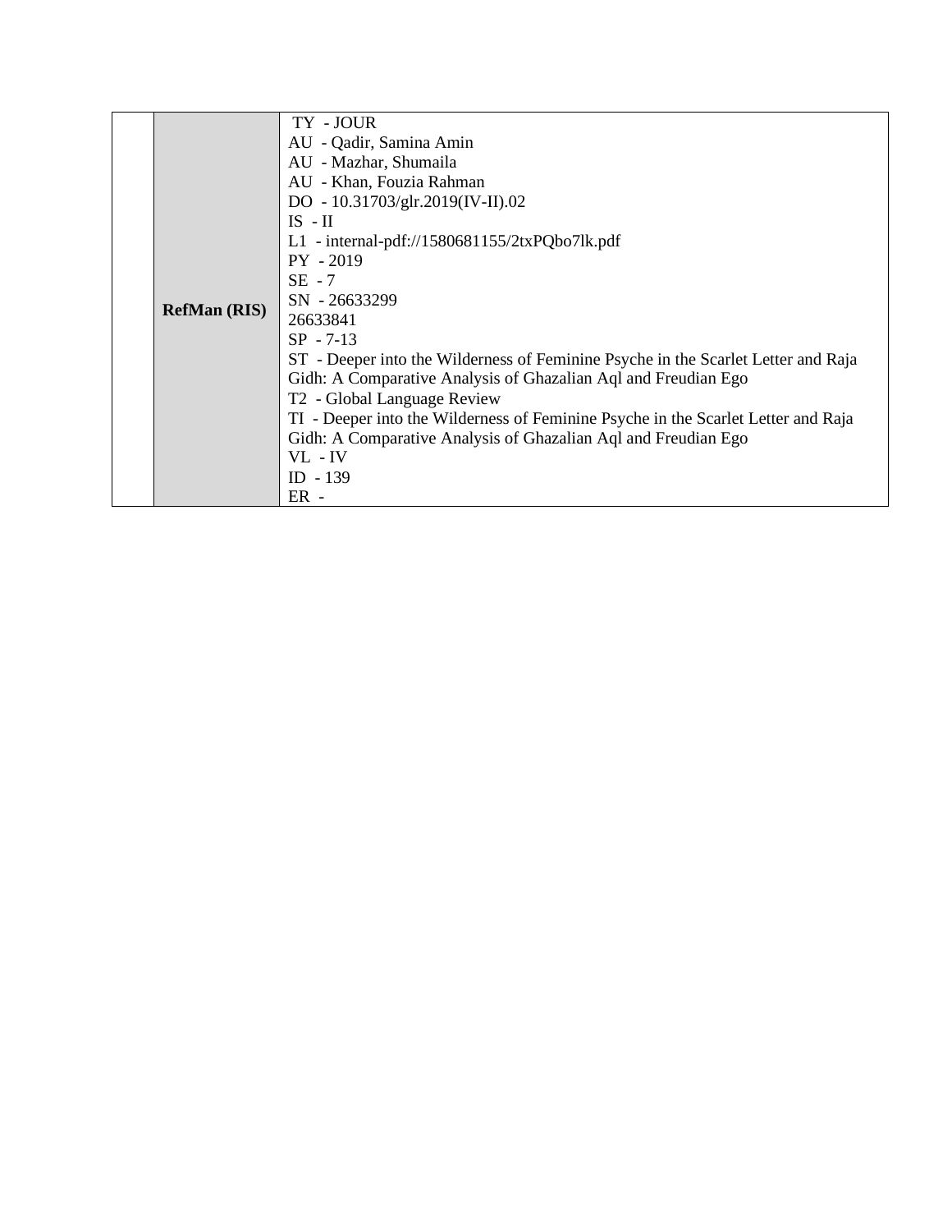| | | |
|---|---|---|
| | **RefMan (RIS)** | TY - JOUR<br>AU - Qadir, Samina Amin<br>AU - Mazhar, Shumaila<br>AU - Khan, Fouzia Rahman<br>DO - 10.31703/glr.2019(IV-II).02<br>IS - II<br>L1 - internal-pdf://1580681155/2txPQbo7lk.pdf<br>PY - 2019<br>SE - 7<br>SN - 26633299<br>26633841<br>SP - 7-13<br>ST - Deeper into the Wilderness of Feminine Psyche in the Scarlet Letter and Raja Gidh: A Comparative Analysis of Ghazalian Aql and Freudian Ego<br>T2 - Global Language Review<br>TI - Deeper into the Wilderness of Feminine Psyche in the Scarlet Letter and Raja Gidh: A Comparative Analysis of Ghazalian Aql and Freudian Ego<br>VL - IV<br>ID - 139<br>ER - |